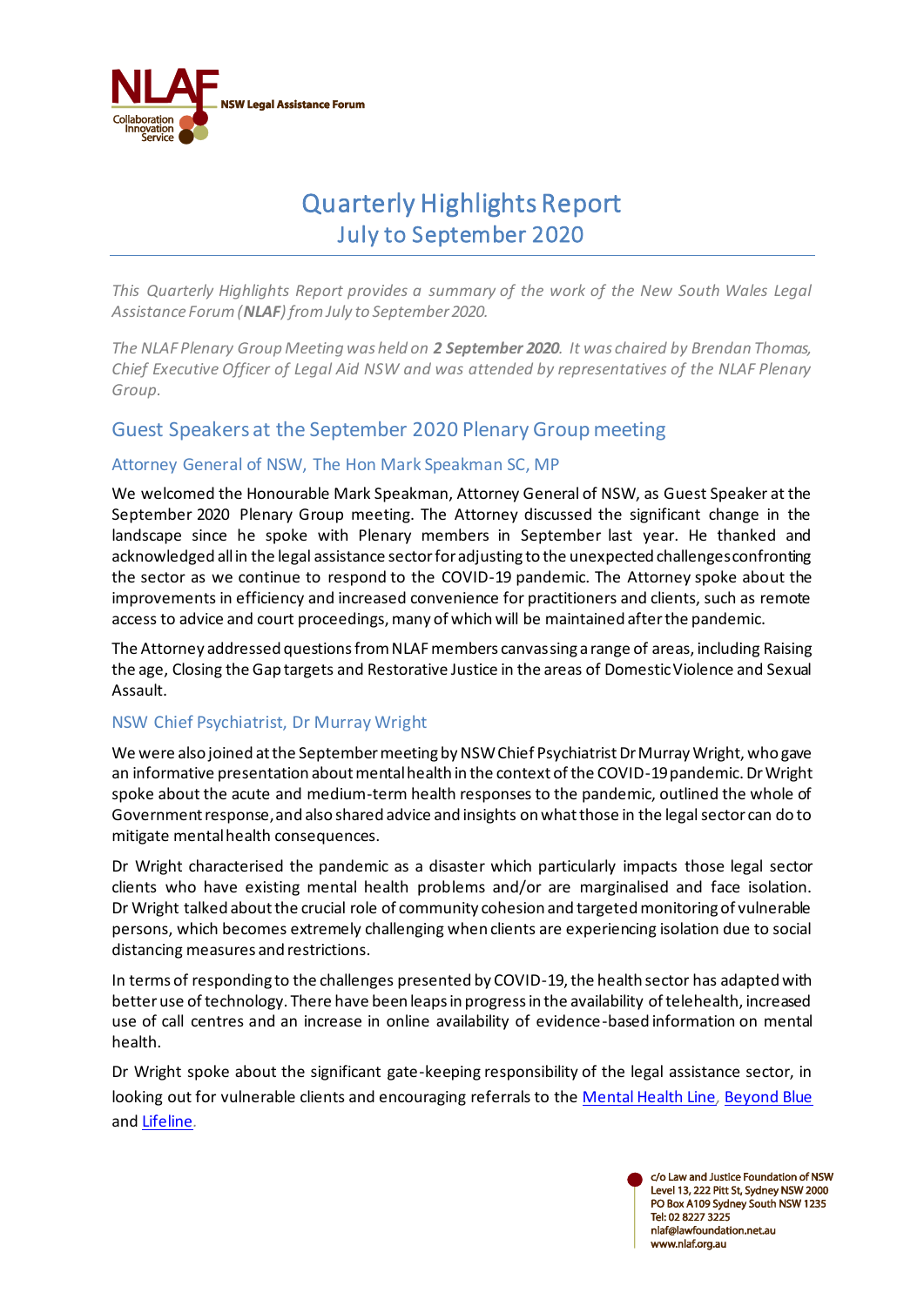NSW Legal Assistance Forum

# Quarterly Highlights Report
## July to September 2020

*This Quarterly Highlights Report provides a summary of the work of the New South Wales Legal Assistance Forum (**NLAF**) from July to September 2020.*

*The NLAF Plenary Group Meeting was held on **2 September 2020**. It was chaired by Brendan Thomas, Chief Executive Officer of Legal Aid NSW and was attended by representatives of the NLAF Plenary Group.*

## Guest Speakers at the September 2020 Plenary Group meeting

### Attorney General of NSW, The Hon Mark Speakman SC, MP

We welcomed the Honourable Mark Speakman, Attorney General of NSW, as Guest Speaker at the September 2020 Plenary Group meeting. The Attorney discussed the significant change in the landscape since he spoke with Plenary members in September last year. He thanked and acknowledged all in the legal assistance sector for adjusting to the unexpected challenges confronting the sector as we continue to respond to the COVID-19 pandemic. The Attorney spoke about the improvements in efficiency and increased convenience for practitioners and clients, such as remote access to advice and court proceedings, many of which will be maintained after the pandemic.

The Attorney addressed questions from NLAF members canvassing a range of areas, including Raising the age, Closing the Gap targets and Restorative Justice in the areas of Domestic Violence and Sexual Assault.

### NSW Chief Psychiatrist, Dr Murray Wright

We were also joined at the September meeting by NSW Chief Psychiatrist Dr Murray Wright, who gave an informative presentation about mental health in the context of the COVID-19 pandemic. Dr Wright spoke about the acute and medium-term health responses to the pandemic, outlined the whole of Government response, and also shared advice and insights on what those in the legal sector can do to mitigate mental health consequences.

Dr Wright characterised the pandemic as a disaster which particularly impacts those legal sector clients who have existing mental health problems and/or are marginalised and face isolation. Dr Wright talked about the crucial role of community cohesion and targeted monitoring of vulnerable persons, which becomes extremely challenging when clients are experiencing isolation due to social distancing measures and restrictions.

In terms of responding to the challenges presented by COVID-19, the health sector has adapted with better use of technology. There have been leaps in progress in the availability of telehealth, increased use of call centres and an increase in online availability of evidence-based information on mental health.

Dr Wright spoke about the significant gate-keeping responsibility of the legal assistance sector, in looking out for vulnerable clients and encouraging referrals to the Mental Health Line, Beyond Blue and Lifeline.

c/o Law and Justice Foundation of NSW
Level 13, 222 Pitt St, Sydney NSW 2000
PO Box A109 Sydney South NSW 1235
Tel: 02 8227 3225
nlaf@lawfoundation.net.au
www.nlaf.org.au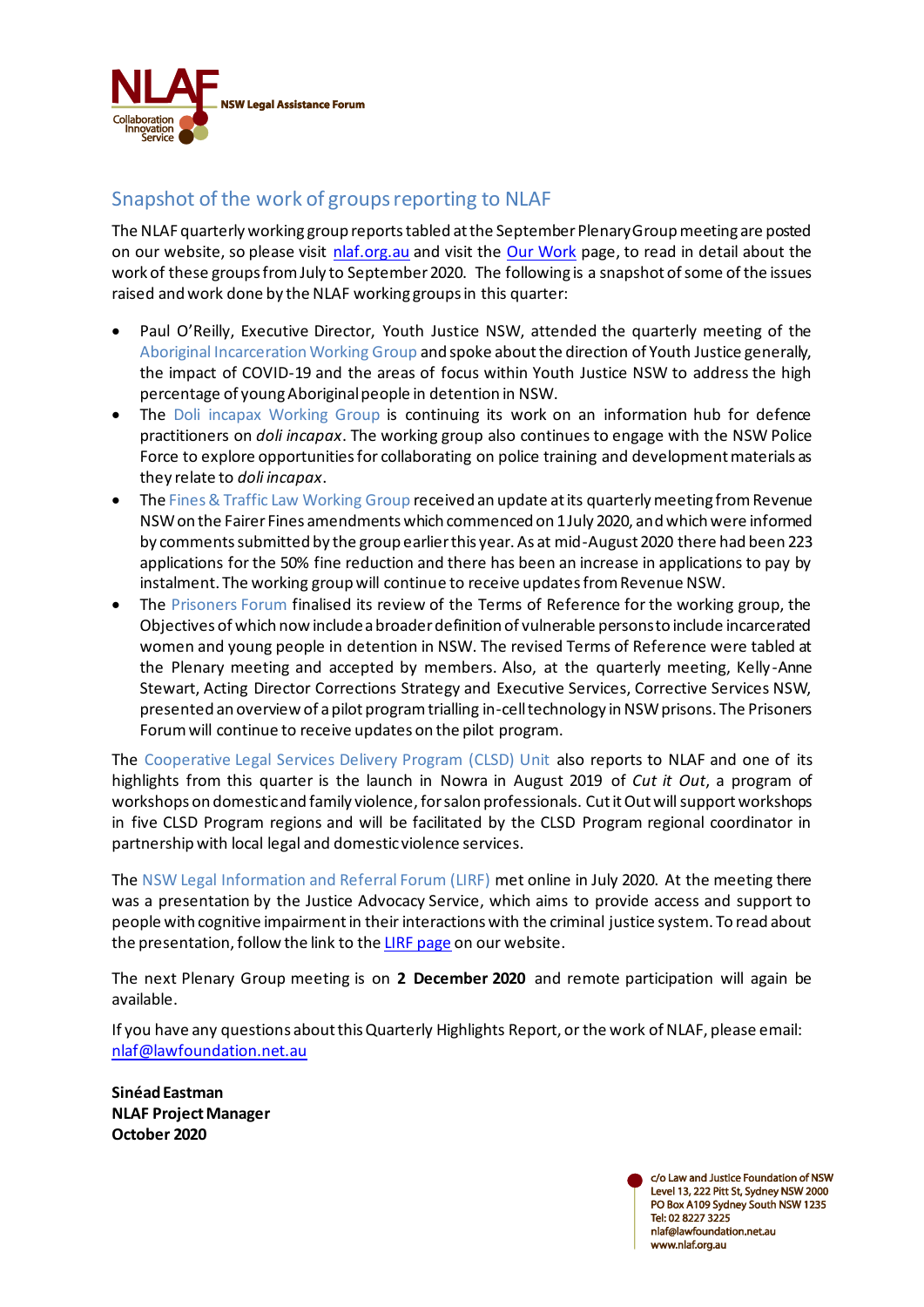NLAF NSW Legal Assistance Forum

Collaboration Innovation Service

## Snapshot of the work of groups reporting to NLAF

The NLAF quarterly working group reports tabled at the September Plenary Group meeting are posted on our website, so please visit [nlaf.org.au](nlaf.org.au) and visit the [Our Work](Our Work) page, to read in detail about the work of these groups from July to September 2020. The following is a snapshot of some of the issues raised and work done by the NLAF working groups in this quarter:

- Paul O'Reilly, Executive Director, Youth Justice NSW, attended the quarterly meeting of the Aboriginal Incarceration Working Group and spoke about the direction of Youth Justice generally, the impact of COVID-19 and the areas of focus within Youth Justice NSW to address the high percentage of young Aboriginal people in detention in NSW.
- The Doli incapax Working Group is continuing its work on an information hub for defence practitioners on *doli incapax*. The working group also continues to engage with the NSW Police Force to explore opportunities for collaborating on police training and development materials as they relate to *doli incapax*.
- The Fines & Traffic Law Working Group received an update at its quarterly meeting from Revenue NSW on the Fairer Fines amendments which commenced on 1 July 2020, and which were informed by comments submitted by the group earlier this year. As at mid-August 2020 there had been 223 applications for the 50% fine reduction and there has been an increase in applications to pay by instalment. The working group will continue to receive updates from Revenue NSW.
- The Prisoners Forum finalised its review of the Terms of Reference for the working group, the Objectives of which now include a broader definition of vulnerable persons to include incarcerated women and young people in detention in NSW. The revised Terms of Reference were tabled at the Plenary meeting and accepted by members. Also, at the quarterly meeting, Kelly-Anne Stewart, Acting Director Corrections Strategy and Executive Services, Corrective Services NSW, presented an overview of a pilot program trialling in-cell technology in NSW prisons. The Prisoners Forum will continue to receive updates on the pilot program.

The Cooperative Legal Services Delivery Program (CLSD) Unit also reports to NLAF and one of its highlights from this quarter is the launch in Nowra in August 2019 of *Cut it Out*, a program of workshops on domestic and family violence, for salon professionals. Cut it Out will support workshops in five CLSD Program regions and will be facilitated by the CLSD Program regional coordinator in partnership with local legal and domestic violence services.

The NSW Legal Information and Referral Forum (LIRF) met online in July 2020. At the meeting there was a presentation by the Justice Advocacy Service, which aims to provide access and support to people with cognitive impairment in their interactions with the criminal justice system. To read about the presentation, follow the link to the [LIRF page](LIRF page) on our website.

The next Plenary Group meeting is on **2 December 2020** and remote participation will again be available.

If you have any questions about this Quarterly Highlights Report, or the work of NLAF, please email: [nlaf@lawfoundation.net.au](mailto:nlaf@lawfoundation.net.au)

**Sinéad Eastman**
**NLAF Project Manager**
**October 2020**

c/o Law and Justice Foundation of NSW
Level 13, 222 Pitt St, Sydney NSW 2000
PO Box A109 Sydney South NSW 1235
Tel: 02 8227 3225
nlaf@lawfoundation.net.au
www.nlaf.org.au